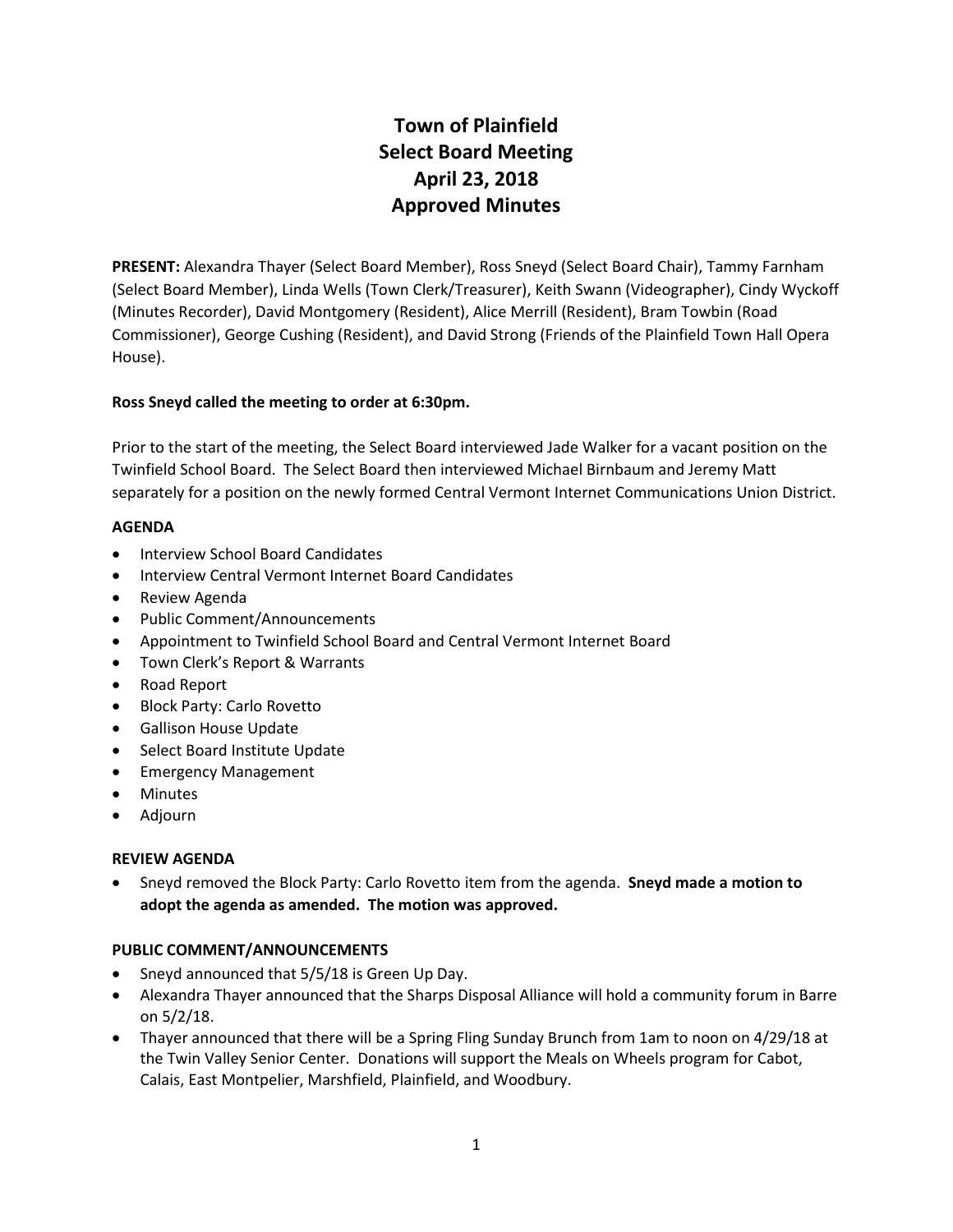# Town of Plainfield
# Select Board Meeting
# April 23, 2018
# Approved Minutes

**PRESENT:** Alexandra Thayer (Select Board Member), Ross Sneyd (Select Board Chair), Tammy Farnham (Select Board Member), Linda Wells (Town Clerk/Treasurer), Keith Swann (Videographer), Cindy Wyckoff (Minutes Recorder), David Montgomery (Resident), Alice Merrill (Resident), Bram Towbin (Road Commissioner), George Cushing (Resident), and David Strong (Friends of the Plainfield Town Hall Opera House).

**Ross Sneyd called the meeting to order at 6:30pm.**

Prior to the start of the meeting, the Select Board interviewed Jade Walker for a vacant position on the Twinfield School Board. The Select Board then interviewed Michael Birnbaum and Jeremy Matt separately for a position on the newly formed Central Vermont Internet Communications Union District.

**AGENDA**

- Interview School Board Candidates
- Interview Central Vermont Internet Board Candidates
- Review Agenda
- Public Comment/Announcements
- Appointment to Twinfield School Board and Central Vermont Internet Board
- Town Clerk's Report & Warrants
- Road Report
- Block Party: Carlo Rovetto
- Gallison House Update
- Select Board Institute Update
- Emergency Management
- Minutes
- Adjourn

**REVIEW AGENDA**

- Sneyd removed the Block Party: Carlo Rovetto item from the agenda. **Sneyd made a motion to adopt the agenda as amended. The motion was approved.**

**PUBLIC COMMENT/ANNOUNCEMENTS**

- Sneyd announced that 5/5/18 is Green Up Day.
- Alexandra Thayer announced that the Sharps Disposal Alliance will hold a community forum in Barre on 5/2/18.
- Thayer announced that there will be a Spring Fling Sunday Brunch from 1am to noon on 4/29/18 at the Twin Valley Senior Center. Donations will support the Meals on Wheels program for Cabot, Calais, East Montpelier, Marshfield, Plainfield, and Woodbury.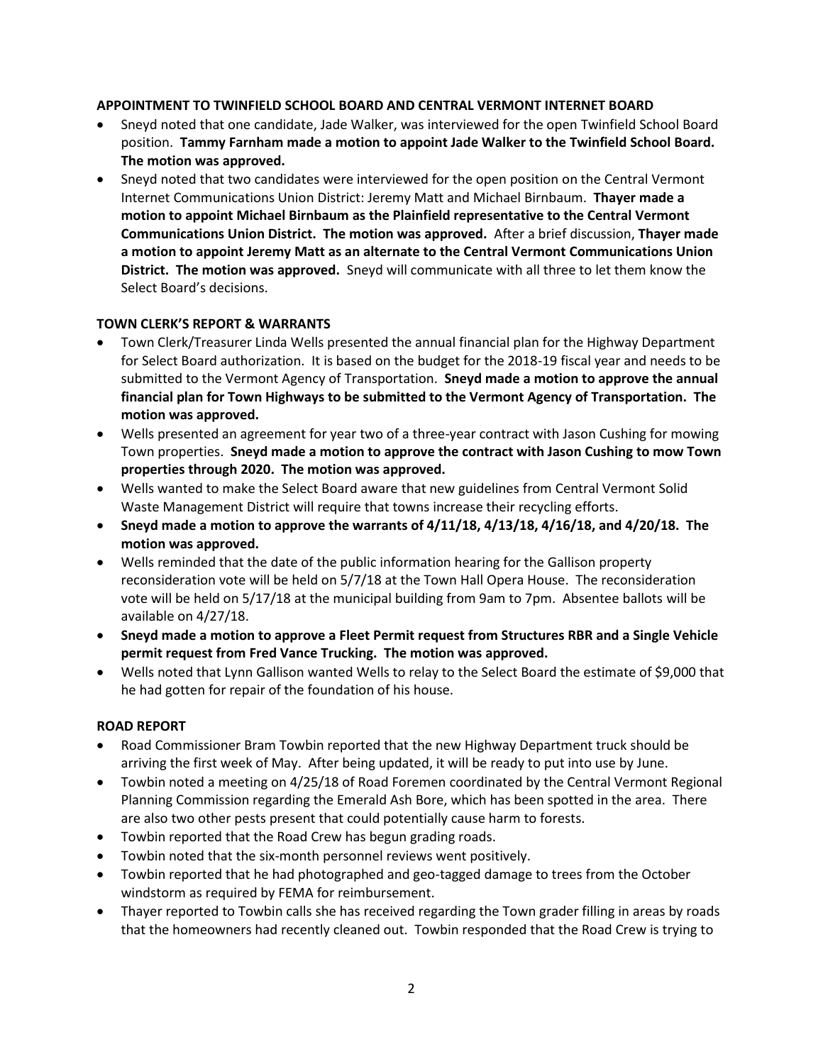**APPOINTMENT TO TWINFIELD SCHOOL BOARD AND CENTRAL VERMONT INTERNET BOARD**

- Sneyd noted that one candidate, Jade Walker, was interviewed for the open Twinfield School Board position. **Tammy Farnham made a motion to appoint Jade Walker to the Twinfield School Board. The motion was approved.**
- Sneyd noted that two candidates were interviewed for the open position on the Central Vermont Internet Communications Union District: Jeremy Matt and Michael Birnbaum. **Thayer made a motion to appoint Michael Birnbaum as the Plainfield representative to the Central Vermont Communications Union District. The motion was approved.** After a brief discussion, **Thayer made a motion to appoint Jeremy Matt as an alternate to the Central Vermont Communications Union District. The motion was approved.** Sneyd will communicate with all three to let them know the Select Board's decisions.

**TOWN CLERK'S REPORT & WARRANTS**

- Town Clerk/Treasurer Linda Wells presented the annual financial plan for the Highway Department for Select Board authorization. It is based on the budget for the 2018-19 fiscal year and needs to be submitted to the Vermont Agency of Transportation. **Sneyd made a motion to approve the annual financial plan for Town Highways to be submitted to the Vermont Agency of Transportation. The motion was approved.**
- Wells presented an agreement for year two of a three-year contract with Jason Cushing for mowing Town properties. **Sneyd made a motion to approve the contract with Jason Cushing to mow Town properties through 2020. The motion was approved.**
- Wells wanted to make the Select Board aware that new guidelines from Central Vermont Solid Waste Management District will require that towns increase their recycling efforts.
- **Sneyd made a motion to approve the warrants of 4/11/18, 4/13/18, 4/16/18, and 4/20/18. The motion was approved.**
- Wells reminded that the date of the public information hearing for the Gallison property reconsideration vote will be held on 5/7/18 at the Town Hall Opera House. The reconsideration vote will be held on 5/17/18 at the municipal building from 9am to 7pm. Absentee ballots will be available on 4/27/18.
- **Sneyd made a motion to approve a Fleet Permit request from Structures RBR and a Single Vehicle permit request from Fred Vance Trucking. The motion was approved.**
- Wells noted that Lynn Gallison wanted Wells to relay to the Select Board the estimate of $9,000 that he had gotten for repair of the foundation of his house.

**ROAD REPORT**

- Road Commissioner Bram Towbin reported that the new Highway Department truck should be arriving the first week of May. After being updated, it will be ready to put into use by June.
- Towbin noted a meeting on 4/25/18 of Road Foremen coordinated by the Central Vermont Regional Planning Commission regarding the Emerald Ash Bore, which has been spotted in the area. There are also two other pests present that could potentially cause harm to forests.
- Towbin reported that the Road Crew has begun grading roads.
- Towbin noted that the six-month personnel reviews went positively.
- Towbin reported that he had photographed and geo-tagged damage to trees from the October windstorm as required by FEMA for reimbursement.
- Thayer reported to Towbin calls she has received regarding the Town grader filling in areas by roads that the homeowners had recently cleaned out. Towbin responded that the Road Crew is trying to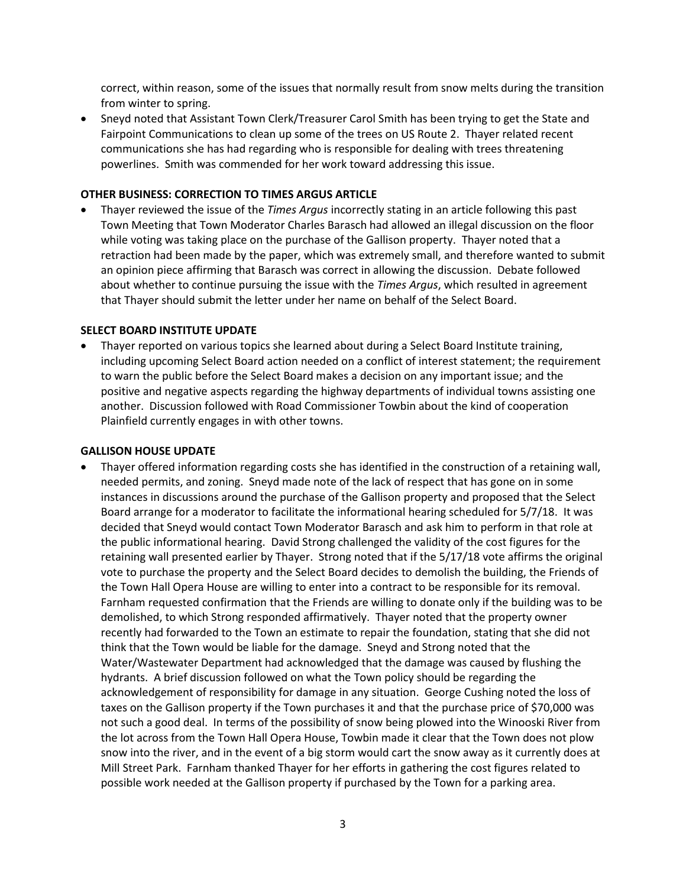correct, within reason, some of the issues that normally result from snow melts during the transition from winter to spring.

- Sneyd noted that Assistant Town Clerk/Treasurer Carol Smith has been trying to get the State and Fairpoint Communications to clean up some of the trees on US Route 2. Thayer related recent communications she has had regarding who is responsible for dealing with trees threatening powerlines. Smith was commended for her work toward addressing this issue.

**OTHER BUSINESS: CORRECTION TO TIMES ARGUS ARTICLE**

- Thayer reviewed the issue of the *Times Argus* incorrectly stating in an article following this past Town Meeting that Town Moderator Charles Barasch had allowed an illegal discussion on the floor while voting was taking place on the purchase of the Gallison property. Thayer noted that a retraction had been made by the paper, which was extremely small, and therefore wanted to submit an opinion piece affirming that Barasch was correct in allowing the discussion. Debate followed about whether to continue pursuing the issue with the *Times Argus*, which resulted in agreement that Thayer should submit the letter under her name on behalf of the Select Board.

**SELECT BOARD INSTITUTE UPDATE**

- Thayer reported on various topics she learned about during a Select Board Institute training, including upcoming Select Board action needed on a conflict of interest statement; the requirement to warn the public before the Select Board makes a decision on any important issue; and the positive and negative aspects regarding the highway departments of individual towns assisting one another. Discussion followed with Road Commissioner Towbin about the kind of cooperation Plainfield currently engages in with other towns.

**GALLISON HOUSE UPDATE**

- Thayer offered information regarding costs she has identified in the construction of a retaining wall, needed permits, and zoning. Sneyd made note of the lack of respect that has gone on in some instances in discussions around the purchase of the Gallison property and proposed that the Select Board arrange for a moderator to facilitate the informational hearing scheduled for 5/7/18. It was decided that Sneyd would contact Town Moderator Barasch and ask him to perform in that role at the public informational hearing. David Strong challenged the validity of the cost figures for the retaining wall presented earlier by Thayer. Strong noted that if the 5/17/18 vote affirms the original vote to purchase the property and the Select Board decides to demolish the building, the Friends of the Town Hall Opera House are willing to enter into a contract to be responsible for its removal. Farnham requested confirmation that the Friends are willing to donate only if the building was to be demolished, to which Strong responded affirmatively. Thayer noted that the property owner recently had forwarded to the Town an estimate to repair the foundation, stating that she did not think that the Town would be liable for the damage. Sneyd and Strong noted that the Water/Wastewater Department had acknowledged that the damage was caused by flushing the hydrants. A brief discussion followed on what the Town policy should be regarding the acknowledgement of responsibility for damage in any situation. George Cushing noted the loss of taxes on the Gallison property if the Town purchases it and that the purchase price of $70,000 was not such a good deal. In terms of the possibility of snow being plowed into the Winooski River from the lot across from the Town Hall Opera House, Towbin made it clear that the Town does not plow snow into the river, and in the event of a big storm would cart the snow away as it currently does at Mill Street Park. Farnham thanked Thayer for her efforts in gathering the cost figures related to possible work needed at the Gallison property if purchased by the Town for a parking area.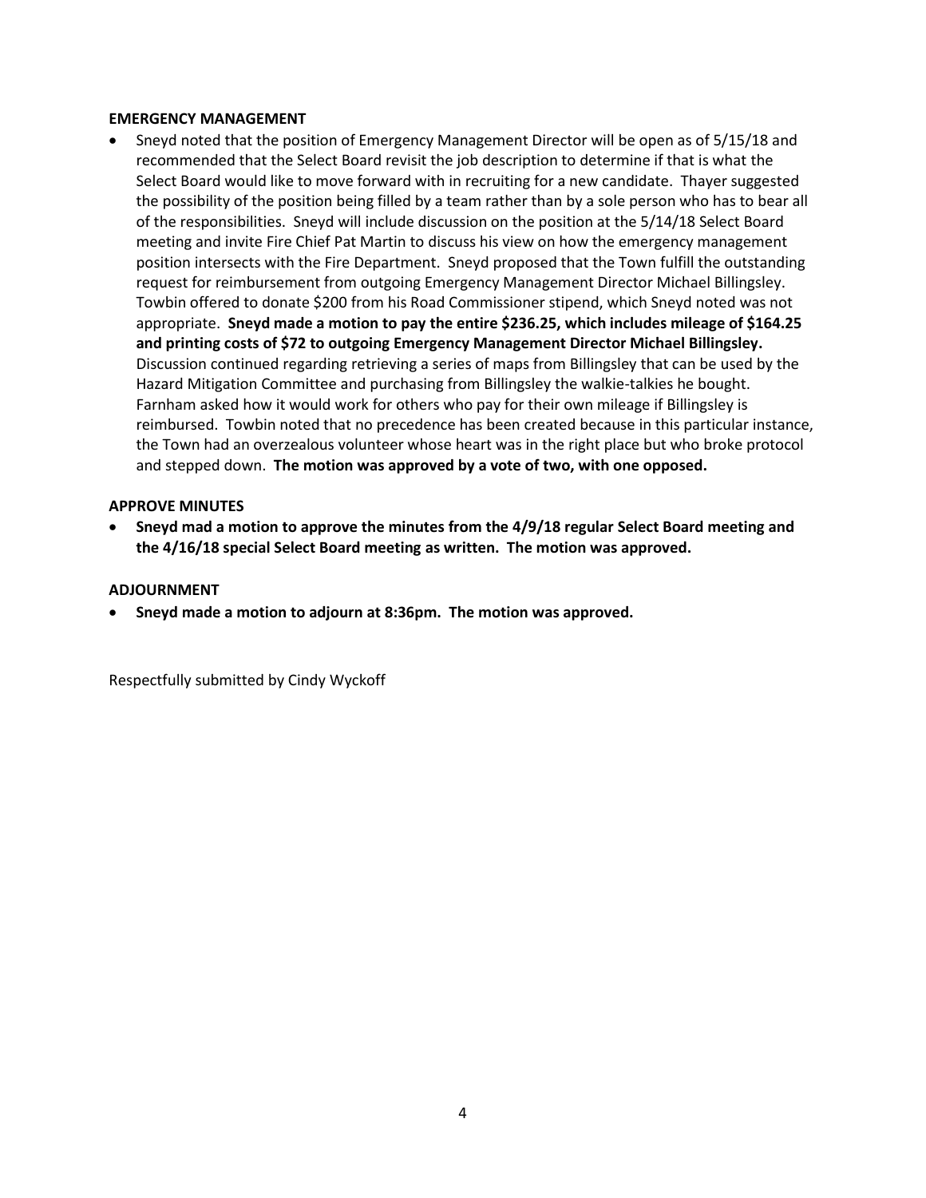**EMERGENCY MANAGEMENT**

- Sneyd noted that the position of Emergency Management Director will be open as of 5/15/18 and recommended that the Select Board revisit the job description to determine if that is what the Select Board would like to move forward with in recruiting for a new candidate. Thayer suggested the possibility of the position being filled by a team rather than by a sole person who has to bear all of the responsibilities. Sneyd will include discussion on the position at the 5/14/18 Select Board meeting and invite Fire Chief Pat Martin to discuss his view on how the emergency management position intersects with the Fire Department. Sneyd proposed that the Town fulfill the outstanding request for reimbursement from outgoing Emergency Management Director Michael Billingsley. Towbin offered to donate $200 from his Road Commissioner stipend, which Sneyd noted was not appropriate. **Sneyd made a motion to pay the entire $236.25, which includes mileage of $164.25 and printing costs of $72 to outgoing Emergency Management Director Michael Billingsley.** Discussion continued regarding retrieving a series of maps from Billingsley that can be used by the Hazard Mitigation Committee and purchasing from Billingsley the walkie-talkies he bought. Farnham asked how it would work for others who pay for their own mileage if Billingsley is reimbursed. Towbin noted that no precedence has been created because in this particular instance, the Town had an overzealous volunteer whose heart was in the right place but who broke protocol and stepped down. **The motion was approved by a vote of two, with one opposed.**

**APPROVE MINUTES**

- **Sneyd mad a motion to approve the minutes from the 4/9/18 regular Select Board meeting and the 4/16/18 special Select Board meeting as written. The motion was approved.**

**ADJOURNMENT**

- **Sneyd made a motion to adjourn at 8:36pm. The motion was approved.**

Respectfully submitted by Cindy Wyckoff